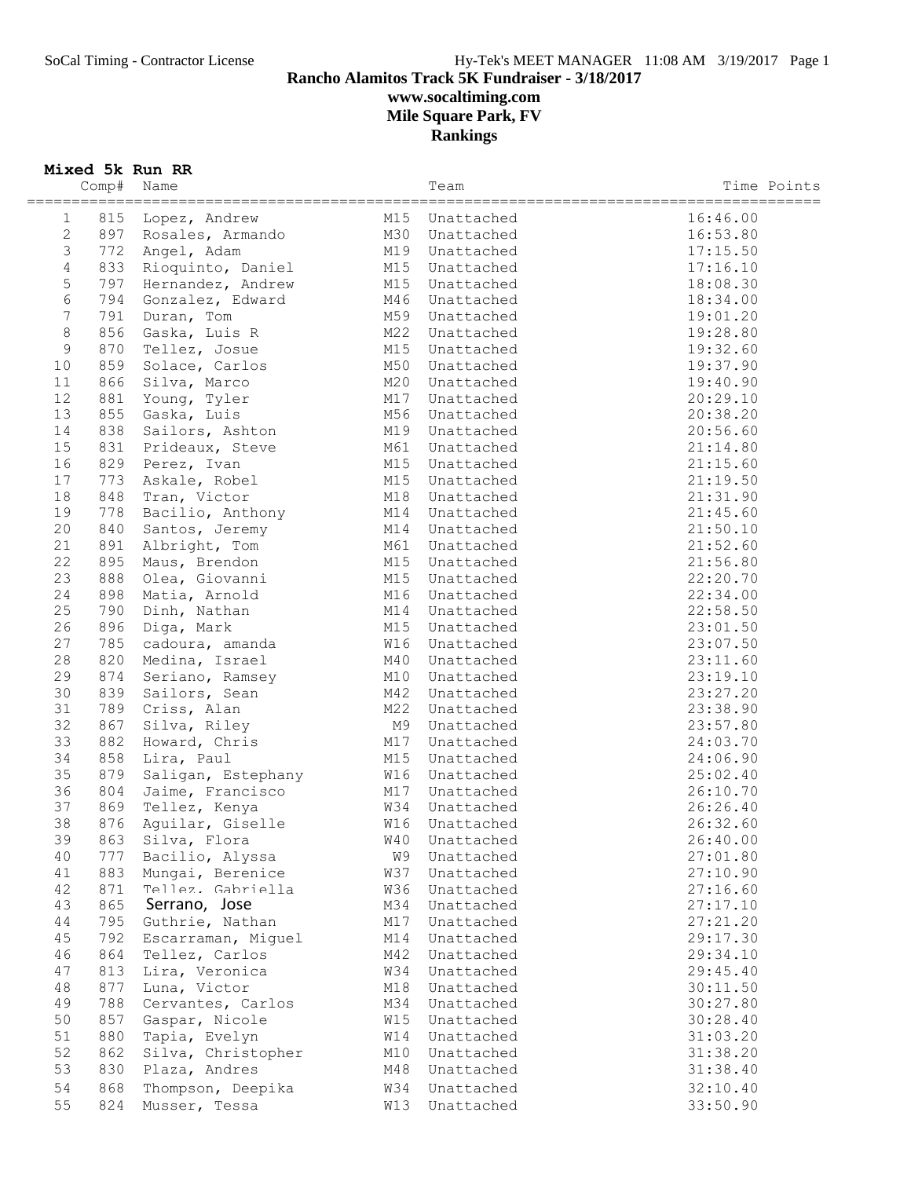# Rancho Alamitos Track 5K Fundraiser - 3/18/2017

## www.socaltiming.com

## Mile Square Park, FV

## Rankings

### Mixed 5k Run RR

| | Comp# | Name | | Team | Time | Points |
|---|---|---|---|---|---|---|
| 1 | 815 | Lopez, Andrew | M15 | Unattached | 16:46.00 | |
| 2 | 897 | Rosales, Armando | M30 | Unattached | 16:53.80 | |
| 3 | 772 | Angel, Adam | M19 | Unattached | 17:15.50 | |
| 4 | 833 | Rioquinto, Daniel | M15 | Unattached | 17:16.10 | |
| 5 | 797 | Hernandez, Andrew | M15 | Unattached | 18:08.30 | |
| 6 | 794 | Gonzalez, Edward | M46 | Unattached | 18:34.00 | |
| 7 | 791 | Duran, Tom | M59 | Unattached | 19:01.20 | |
| 8 | 856 | Gaska, Luis R | M22 | Unattached | 19:28.80 | |
| 9 | 870 | Tellez, Josue | M15 | Unattached | 19:32.60 | |
| 10 | 859 | Solace, Carlos | M50 | Unattached | 19:37.90 | |
| 11 | 866 | Silva, Marco | M20 | Unattached | 19:40.90 | |
| 12 | 881 | Young, Tyler | M17 | Unattached | 20:29.10 | |
| 13 | 855 | Gaska, Luis | M56 | Unattached | 20:38.20 | |
| 14 | 838 | Sailors, Ashton | M19 | Unattached | 20:56.60 | |
| 15 | 831 | Prideaux, Steve | M61 | Unattached | 21:14.80 | |
| 16 | 829 | Perez, Ivan | M15 | Unattached | 21:15.60 | |
| 17 | 773 | Askale, Robel | M15 | Unattached | 21:19.50 | |
| 18 | 848 | Tran, Victor | M18 | Unattached | 21:31.90 | |
| 19 | 778 | Bacilio, Anthony | M14 | Unattached | 21:45.60 | |
| 20 | 840 | Santos, Jeremy | M14 | Unattached | 21:50.10 | |
| 21 | 891 | Albright, Tom | M61 | Unattached | 21:52.60 | |
| 22 | 895 | Maus, Brendon | M15 | Unattached | 21:56.80 | |
| 23 | 888 | Olea, Giovanni | M15 | Unattached | 22:20.70 | |
| 24 | 898 | Matia, Arnold | M16 | Unattached | 22:34.00 | |
| 25 | 790 | Dinh, Nathan | M14 | Unattached | 22:58.50 | |
| 26 | 896 | Diga, Mark | M15 | Unattached | 23:01.50 | |
| 27 | 785 | cadoura, amanda | W16 | Unattached | 23:07.50 | |
| 28 | 820 | Medina, Israel | M40 | Unattached | 23:11.60 | |
| 29 | 874 | Seriano, Ramsey | M10 | Unattached | 23:19.10 | |
| 30 | 839 | Sailors, Sean | M42 | Unattached | 23:27.20 | |
| 31 | 789 | Criss, Alan | M22 | Unattached | 23:38.90 | |
| 32 | 867 | Silva, Riley | M9 | Unattached | 23:57.80 | |
| 33 | 882 | Howard, Chris | M17 | Unattached | 24:03.70 | |
| 34 | 858 | Lira, Paul | M15 | Unattached | 24:06.90 | |
| 35 | 879 | Saligan, Estephany | W16 | Unattached | 25:02.40 | |
| 36 | 804 | Jaime, Francisco | M17 | Unattached | 26:10.70 | |
| 37 | 869 | Tellez, Kenya | W34 | Unattached | 26:26.40 | |
| 38 | 876 | Aguilar, Giselle | W16 | Unattached | 26:32.60 | |
| 39 | 863 | Silva, Flora | W40 | Unattached | 26:40.00 | |
| 40 | 777 | Bacilio, Alyssa | W9 | Unattached | 27:01.80 | |
| 41 | 883 | Mungai, Berenice | W37 | Unattached | 27:10.90 | |
| 42 | 871 | Tellez, Gabriella | W36 | Unattached | 27:16.60 | |
| 43 | 865 | Serrano, Jose | M34 | Unattached | 27:17.10 | |
| 44 | 795 | Guthrie, Nathan | M17 | Unattached | 27:21.20 | |
| 45 | 792 | Escarraman, Miguel | M14 | Unattached | 29:17.30 | |
| 46 | 864 | Tellez, Carlos | M42 | Unattached | 29:34.10 | |
| 47 | 813 | Lira, Veronica | W34 | Unattached | 29:45.40 | |
| 48 | 877 | Luna, Victor | M18 | Unattached | 30:11.50 | |
| 49 | 788 | Cervantes, Carlos | M34 | Unattached | 30:27.80 | |
| 50 | 857 | Gaspar, Nicole | W15 | Unattached | 30:28.40 | |
| 51 | 880 | Tapia, Evelyn | W14 | Unattached | 31:03.20 | |
| 52 | 862 | Silva, Christopher | M10 | Unattached | 31:38.20 | |
| 53 | 830 | Plaza, Andres | M48 | Unattached | 31:38.40 | |
| 54 | 868 | Thompson, Deepika | W34 | Unattached | 32:10.40 | |
| 55 | 824 | Musser, Tessa | W13 | Unattached | 33:50.90 | |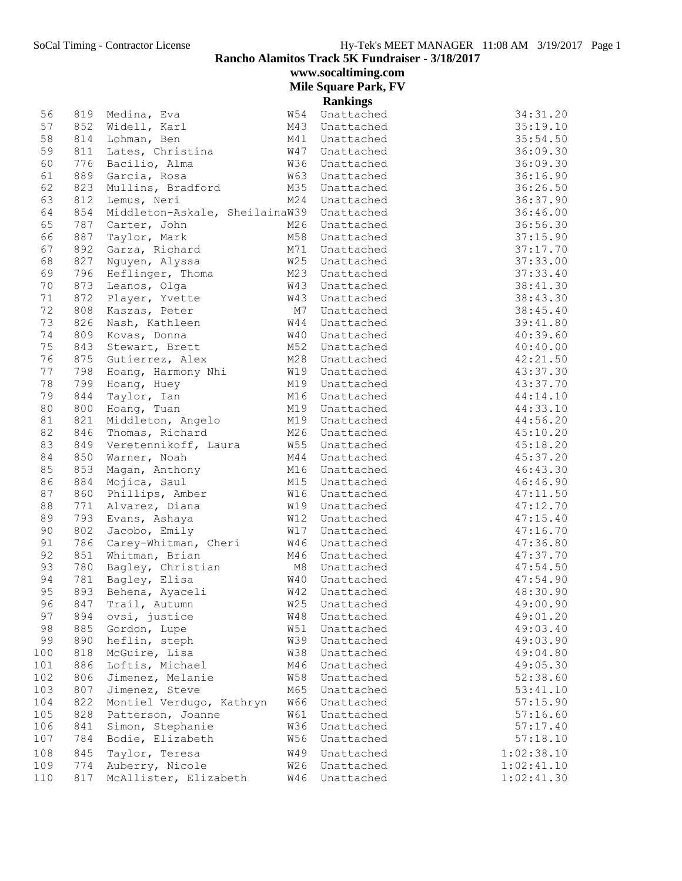**Rancho Alamitos Track 5K Fundraiser - 3/18/2017**

**www.socaltiming.com**

**Mile Square Park, FV**

**Rankings**

| Place | Bib | Name | Age | Team | Time |
|---|---|---|---|---|---|
| 56 | 819 | Medina, Eva | W54 | Unattached | 34:31.20 |
| 57 | 852 | Widell, Karl | M43 | Unattached | 35:19.10 |
| 58 | 814 | Lohman, Ben | M41 | Unattached | 35:54.50 |
| 59 | 811 | Lates, Christina | W47 | Unattached | 36:09.30 |
| 60 | 776 | Bacilio, Alma | W36 | Unattached | 36:09.30 |
| 61 | 889 | Garcia, Rosa | W63 | Unattached | 36:16.90 |
| 62 | 823 | Mullins, Bradford | M35 | Unattached | 36:26.50 |
| 63 | 812 | Lemus, Neri | M24 | Unattached | 36:37.90 |
| 64 | 854 | Middleton-Askale, Sheilaina | W39 | Unattached | 36:46.00 |
| 65 | 787 | Carter, John | M26 | Unattached | 36:56.30 |
| 66 | 887 | Taylor, Mark | M58 | Unattached | 37:15.90 |
| 67 | 892 | Garza, Richard | M71 | Unattached | 37:17.70 |
| 68 | 827 | Nguyen, Alyssa | W25 | Unattached | 37:33.00 |
| 69 | 796 | Heflinger, Thoma | M23 | Unattached | 37:33.40 |
| 70 | 873 | Leanos, Olga | W43 | Unattached | 38:41.30 |
| 71 | 872 | Player, Yvette | W43 | Unattached | 38:43.30 |
| 72 | 808 | Kaszas, Peter | M7 | Unattached | 38:45.40 |
| 73 | 826 | Nash, Kathleen | W44 | Unattached | 39:41.80 |
| 74 | 809 | Kovas, Donna | W40 | Unattached | 40:39.60 |
| 75 | 843 | Stewart, Brett | M52 | Unattached | 40:40.00 |
| 76 | 875 | Gutierrez, Alex | M28 | Unattached | 42:21.50 |
| 77 | 798 | Hoang, Harmony Nhi | W19 | Unattached | 43:37.30 |
| 78 | 799 | Hoang, Huey | M19 | Unattached | 43:37.70 |
| 79 | 844 | Taylor, Ian | M16 | Unattached | 44:14.10 |
| 80 | 800 | Hoang, Tuan | M19 | Unattached | 44:33.10 |
| 81 | 821 | Middleton, Angelo | M19 | Unattached | 44:56.20 |
| 82 | 846 | Thomas, Richard | M26 | Unattached | 45:10.20 |
| 83 | 849 | Veretennikoff, Laura | W55 | Unattached | 45:18.20 |
| 84 | 850 | Warner, Noah | M44 | Unattached | 45:37.20 |
| 85 | 853 | Magan, Anthony | M16 | Unattached | 46:43.30 |
| 86 | 884 | Mojica, Saul | M15 | Unattached | 46:46.90 |
| 87 | 860 | Phillips, Amber | W16 | Unattached | 47:11.50 |
| 88 | 771 | Alvarez, Diana | W19 | Unattached | 47:12.70 |
| 89 | 793 | Evans, Ashaya | W12 | Unattached | 47:15.40 |
| 90 | 802 | Jacobo, Emily | W17 | Unattached | 47:16.70 |
| 91 | 786 | Carey-Whitman, Cheri | W46 | Unattached | 47:36.80 |
| 92 | 851 | Whitman, Brian | M46 | Unattached | 47:37.70 |
| 93 | 780 | Bagley, Christian | M8 | Unattached | 47:54.50 |
| 94 | 781 | Bagley, Elisa | W40 | Unattached | 47:54.90 |
| 95 | 893 | Behena, Ayaceli | W42 | Unattached | 48:30.90 |
| 96 | 847 | Trail, Autumn | W25 | Unattached | 49:00.90 |
| 97 | 894 | ovsi, justice | W48 | Unattached | 49:01.20 |
| 98 | 885 | Gordon, Lupe | W51 | Unattached | 49:03.40 |
| 99 | 890 | heflin, steph | W39 | Unattached | 49:03.90 |
| 100 | 818 | McGuire, Lisa | W38 | Unattached | 49:04.80 |
| 101 | 886 | Loftis, Michael | M46 | Unattached | 49:05.30 |
| 102 | 806 | Jimenez, Melanie | W58 | Unattached | 52:38.60 |
| 103 | 807 | Jimenez, Steve | M65 | Unattached | 53:41.10 |
| 104 | 822 | Montiel Verdugo, Kathryn | W66 | Unattached | 57:15.90 |
| 105 | 828 | Patterson, Joanne | W61 | Unattached | 57:16.60 |
| 106 | 841 | Simon, Stephanie | W36 | Unattached | 57:17.40 |
| 107 | 784 | Bodie, Elizabeth | W56 | Unattached | 57:18.10 |
| 108 | 845 | Taylor, Teresa | W49 | Unattached | 1:02:38.10 |
| 109 | 774 | Auberry, Nicole | W26 | Unattached | 1:02:41.10 |
| 110 | 817 | McAllister, Elizabeth | W46 | Unattached | 1:02:41.30 |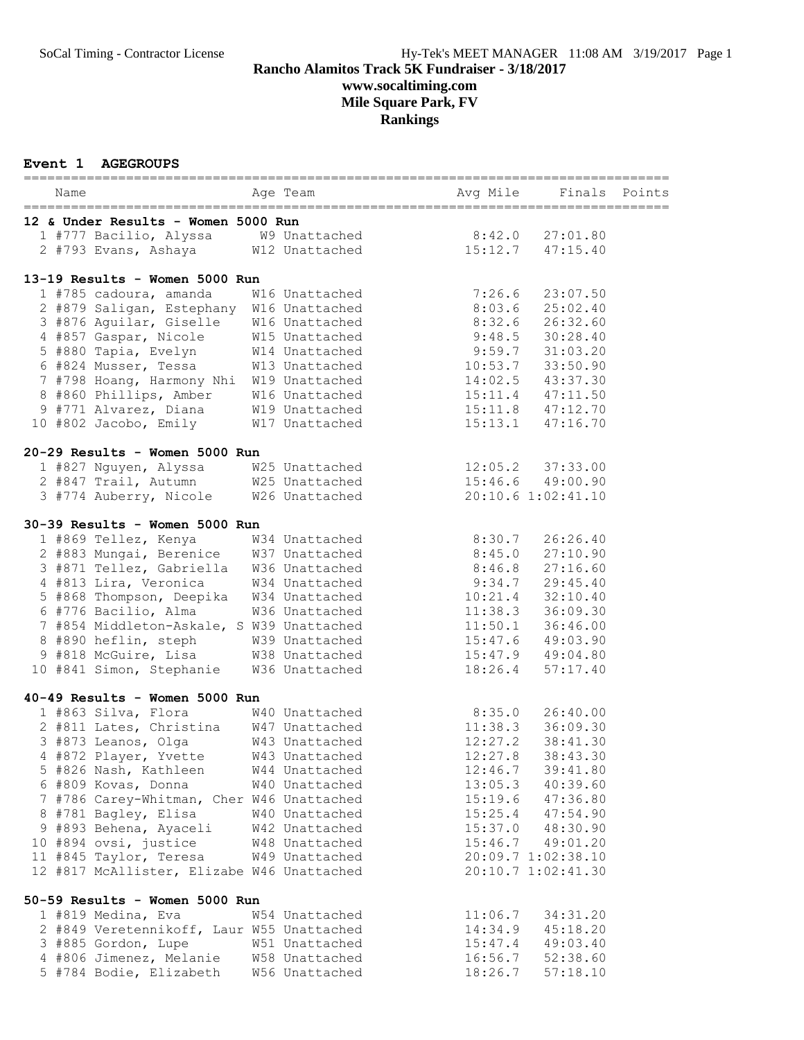# Rancho Alamitos Track 5K Fundraiser - 3/18/2017

## www.socaltiming.com

## Mile Square Park, FV

## Rankings

### Event 1 AGEGROUPS

**12 & Under Results - Women 5000 Run**

| Name | Age | Team | Avg Mile | Finals | Points |
|---|---|---|---|---|---|
| 1 #777 Bacilio, Alyssa | W9 | Unattached | 8:42.0 | 27:01.80 | |
| 2 #793 Evans, Ashaya | W12 | Unattached | 15:12.7 | 47:15.40 | |

**13-19 Results - Women 5000 Run**

| Name | Age | Team | Avg Mile | Finals | Points |
|---|---|---|---|---|---|
| 1 #785 cadoura, amanda | W16 | Unattached | 7:26.6 | 23:07.50 | |
| 2 #879 Saligan, Estephany | W16 | Unattached | 8:03.6 | 25:02.40 | |
| 3 #876 Aguilar, Giselle | W16 | Unattached | 8:32.6 | 26:32.60 | |
| 4 #857 Gaspar, Nicole | W15 | Unattached | 9:48.5 | 30:28.40 | |
| 5 #880 Tapia, Evelyn | W14 | Unattached | 9:59.7 | 31:03.20 | |
| 6 #824 Musser, Tessa | W13 | Unattached | 10:53.7 | 33:50.90 | |
| 7 #798 Hoang, Harmony Nhi | W19 | Unattached | 14:02.5 | 43:37.30 | |
| 8 #860 Phillips, Amber | W16 | Unattached | 15:11.4 | 47:11.50 | |
| 9 #771 Alvarez, Diana | W19 | Unattached | 15:11.8 | 47:12.70 | |
| 10 #802 Jacobo, Emily | W17 | Unattached | 15:13.1 | 47:16.70 | |

**20-29 Results - Women 5000 Run**

| Name | Age | Team | Avg Mile | Finals | Points |
|---|---|---|---|---|---|
| 1 #827 Nguyen, Alyssa | W25 | Unattached | 12:05.2 | 37:33.00 | |
| 2 #847 Trail, Autumn | W25 | Unattached | 15:46.6 | 49:00.90 | |
| 3 #774 Auberry, Nicole | W26 | Unattached | 20:10.6 | 1:02:41.10 | |

**30-39 Results - Women 5000 Run**

| Name | Age | Team | Avg Mile | Finals | Points |
|---|---|---|---|---|---|
| 1 #869 Tellez, Kenya | W34 | Unattached | 8:30.7 | 26:26.40 | |
| 2 #883 Mungai, Berenice | W37 | Unattached | 8:45.0 | 27:10.90 | |
| 3 #871 Tellez, Gabriella | W36 | Unattached | 8:46.8 | 27:16.60 | |
| 4 #813 Lira, Veronica | W34 | Unattached | 9:34.7 | 29:45.40 | |
| 5 #868 Thompson, Deepika | W34 | Unattached | 10:21.4 | 32:10.40 | |
| 6 #776 Bacilio, Alma | W36 | Unattached | 11:38.3 | 36:09.30 | |
| 7 #854 Middleton-Askale, S | W39 | Unattached | 11:50.1 | 36:46.00 | |
| 8 #890 heflin, steph | W39 | Unattached | 15:47.6 | 49:03.90 | |
| 9 #818 McGuire, Lisa | W38 | Unattached | 15:47.9 | 49:04.80 | |
| 10 #841 Simon, Stephanie | W36 | Unattached | 18:26.4 | 57:17.40 | |

**40-49 Results - Women 5000 Run**

| Name | Age | Team | Avg Mile | Finals | Points |
|---|---|---|---|---|---|
| 1 #863 Silva, Flora | W40 | Unattached | 8:35.0 | 26:40.00 | |
| 2 #811 Lates, Christina | W47 | Unattached | 11:38.3 | 36:09.30 | |
| 3 #873 Leanos, Olga | W43 | Unattached | 12:27.2 | 38:41.30 | |
| 4 #872 Player, Yvette | W43 | Unattached | 12:27.8 | 38:43.30 | |
| 5 #826 Nash, Kathleen | W44 | Unattached | 12:46.7 | 39:41.80 | |
| 6 #809 Kovas, Donna | W40 | Unattached | 13:05.3 | 40:39.60 | |
| 7 #786 Carey-Whitman, Cher | W46 | Unattached | 15:19.6 | 47:36.80 | |
| 8 #781 Bagley, Elisa | W40 | Unattached | 15:25.4 | 47:54.90 | |
| 9 #893 Behena, Ayaceli | W42 | Unattached | 15:37.0 | 48:30.90 | |
| 10 #894 ovsi, justice | W48 | Unattached | 15:46.7 | 49:01.20 | |
| 11 #845 Taylor, Teresa | W49 | Unattached | 20:09.7 | 1:02:38.10 | |
| 12 #817 McAllister, Elizabe | W46 | Unattached | 20:10.7 | 1:02:41.30 | |

**50-59 Results - Women 5000 Run**

| Name | Age | Team | Avg Mile | Finals | Points |
|---|---|---|---|---|---|
| 1 #819 Medina, Eva | W54 | Unattached | 11:06.7 | 34:31.20 | |
| 2 #849 Veretennikoff, Laur | W55 | Unattached | 14:34.9 | 45:18.20 | |
| 3 #885 Gordon, Lupe | W51 | Unattached | 15:47.4 | 49:03.40 | |
| 4 #806 Jimenez, Melanie | W58 | Unattached | 16:56.7 | 52:38.60 | |
| 5 #784 Bodie, Elizabeth | W56 | Unattached | 18:26.7 | 57:18.10 | |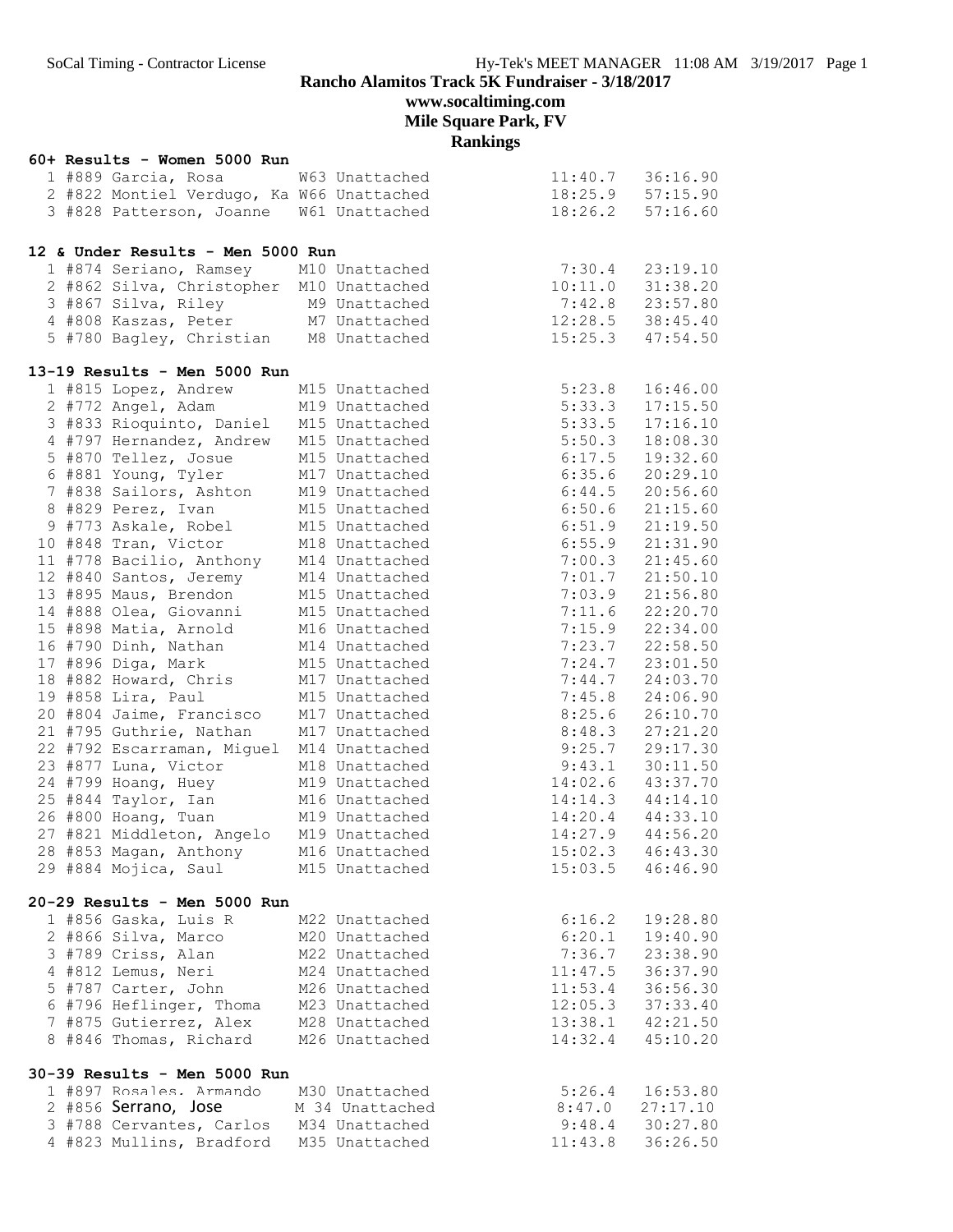# Rancho Alamitos Track 5K Fundraiser - 3/18/2017

## www.socaltiming.com

## Mile Square Park, FV

## Rankings

### 60+ Results - Women 5000 Run

| Place | Bib | Name | Age | Team | Pace | Time |
|---|---|---|---|---|---|---|
| 1 | #889 | Garcia, Rosa | W63 | Unattached | 11:40.7 | 36:16.90 |
| 2 | #822 | Montiel Verdugo, Ka | W66 | Unattached | 18:25.9 | 57:15.90 |
| 3 | #828 | Patterson, Joanne | W61 | Unattached | 18:26.2 | 57:16.60 |

### 12 & Under Results - Men 5000 Run

| Place | Bib | Name | Age | Team | Pace | Time |
|---|---|---|---|---|---|---|
| 1 | #874 | Seriano, Ramsey | M10 | Unattached | 7:30.4 | 23:19.10 |
| 2 | #862 | Silva, Christopher | M10 | Unattached | 10:11.0 | 31:38.20 |
| 3 | #867 | Silva, Riley | M9 | Unattached | 7:42.8 | 23:57.80 |
| 4 | #808 | Kaszas, Peter | M7 | Unattached | 12:28.5 | 38:45.40 |
| 5 | #780 | Bagley, Christian | M8 | Unattached | 15:25.3 | 47:54.50 |

### 13-19 Results - Men 5000 Run

| Place | Bib | Name | Age | Team | Pace | Time |
|---|---|---|---|---|---|---|
| 1 | #815 | Lopez, Andrew | M15 | Unattached | 5:23.8 | 16:46.00 |
| 2 | #772 | Angel, Adam | M19 | Unattached | 5:33.3 | 17:15.50 |
| 3 | #833 | Rioquinto, Daniel | M15 | Unattached | 5:33.5 | 17:16.10 |
| 4 | #797 | Hernandez, Andrew | M15 | Unattached | 5:50.3 | 18:08.30 |
| 5 | #870 | Tellez, Josue | M15 | Unattached | 6:17.5 | 19:32.60 |
| 6 | #881 | Young, Tyler | M17 | Unattached | 6:35.6 | 20:29.10 |
| 7 | #838 | Sailors, Ashton | M19 | Unattached | 6:44.5 | 20:56.60 |
| 8 | #829 | Perez, Ivan | M15 | Unattached | 6:50.6 | 21:15.60 |
| 9 | #773 | Askale, Robel | M15 | Unattached | 6:51.9 | 21:19.50 |
| 10 | #848 | Tran, Victor | M18 | Unattached | 6:55.9 | 21:31.90 |
| 11 | #778 | Bacilio, Anthony | M14 | Unattached | 7:00.3 | 21:45.60 |
| 12 | #840 | Santos, Jeremy | M14 | Unattached | 7:01.7 | 21:50.10 |
| 13 | #895 | Maus, Brendon | M15 | Unattached | 7:03.9 | 21:56.80 |
| 14 | #888 | Olea, Giovanni | M15 | Unattached | 7:11.6 | 22:20.70 |
| 15 | #898 | Matia, Arnold | M16 | Unattached | 7:15.9 | 22:34.00 |
| 16 | #790 | Dinh, Nathan | M14 | Unattached | 7:23.7 | 22:58.50 |
| 17 | #896 | Diga, Mark | M15 | Unattached | 7:24.7 | 23:01.50 |
| 18 | #882 | Howard, Chris | M17 | Unattached | 7:44.7 | 24:03.70 |
| 19 | #858 | Lira, Paul | M15 | Unattached | 7:45.8 | 24:06.90 |
| 20 | #804 | Jaime, Francisco | M17 | Unattached | 8:25.6 | 26:10.70 |
| 21 | #795 | Guthrie, Nathan | M17 | Unattached | 8:48.3 | 27:21.20 |
| 22 | #792 | Escarraman, Miguel | M14 | Unattached | 9:25.7 | 29:17.30 |
| 23 | #877 | Luna, Victor | M18 | Unattached | 9:43.1 | 30:11.50 |
| 24 | #799 | Hoang, Huey | M19 | Unattached | 14:02.6 | 43:37.70 |
| 25 | #844 | Taylor, Ian | M16 | Unattached | 14:14.3 | 44:14.10 |
| 26 | #800 | Hoang, Tuan | M19 | Unattached | 14:20.4 | 44:33.10 |
| 27 | #821 | Middleton, Angelo | M19 | Unattached | 14:27.9 | 44:56.20 |
| 28 | #853 | Magan, Anthony | M16 | Unattached | 15:02.3 | 46:43.30 |
| 29 | #884 | Mojica, Saul | M15 | Unattached | 15:03.5 | 46:46.90 |

### 20-29 Results - Men 5000 Run

| Place | Bib | Name | Age | Team | Pace | Time |
|---|---|---|---|---|---|---|
| 1 | #856 | Gaska, Luis R | M22 | Unattached | 6:16.2 | 19:28.80 |
| 2 | #866 | Silva, Marco | M20 | Unattached | 6:20.1 | 19:40.90 |
| 3 | #789 | Criss, Alan | M22 | Unattached | 7:36.7 | 23:38.90 |
| 4 | #812 | Lemus, Neri | M24 | Unattached | 11:47.5 | 36:37.90 |
| 5 | #787 | Carter, John | M26 | Unattached | 11:53.4 | 36:56.30 |
| 6 | #796 | Heflinger, Thoma | M23 | Unattached | 12:05.3 | 37:33.40 |
| 7 | #875 | Gutierrez, Alex | M28 | Unattached | 13:38.1 | 42:21.50 |
| 8 | #846 | Thomas, Richard | M26 | Unattached | 14:32.4 | 45:10.20 |

### 30-39 Results - Men 5000 Run

| Place | Bib | Name | Age | Team | Pace | Time |
|---|---|---|---|---|---|---|
| 1 | #897 | Rosales, Armando | M30 | Unattached | 5:26.4 | 16:53.80 |
| 2 | #856 | Serrano, Jose | M 34 | Unattached | 8:47.0 | 27:17.10 |
| 3 | #788 | Cervantes, Carlos | M34 | Unattached | 9:48.4 | 30:27.80 |
| 4 | #823 | Mullins, Bradford | M35 | Unattached | 11:43.8 | 36:26.50 |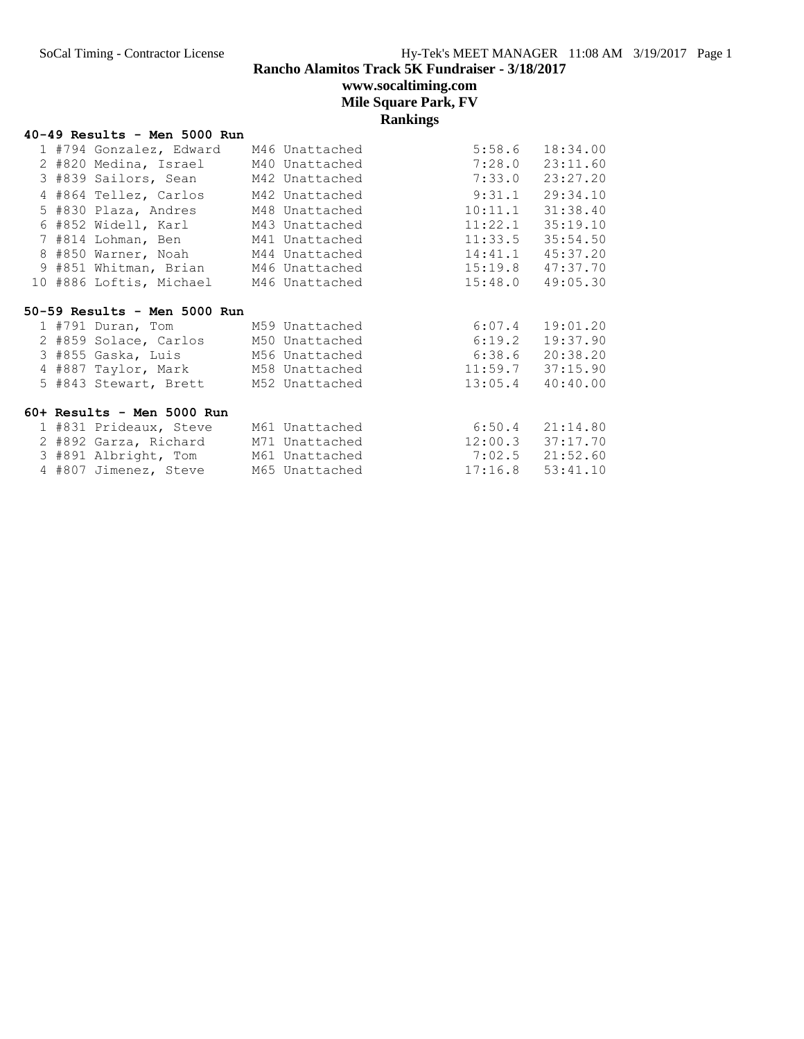**Rancho Alamitos Track 5K Fundraiser - 3/18/2017**
**www.socaltiming.com**
**Mile Square Park, FV**
**Rankings**

### 40-49 Results - Men 5000 Run

| | | | | | |
|---|---|---|---|---|---|
| 1 | #794 Gonzalez, Edward | M46 | Unattached | 5:58.6 | 18:34.00 |
| 2 | #820 Medina, Israel | M40 | Unattached | 7:28.0 | 23:11.60 |
| 3 | #839 Sailors, Sean | M42 | Unattached | 7:33.0 | 23:27.20 |
| 4 | #864 Tellez, Carlos | M42 | Unattached | 9:31.1 | 29:34.10 |
| 5 | #830 Plaza, Andres | M48 | Unattached | 10:11.1 | 31:38.40 |
| 6 | #852 Widell, Karl | M43 | Unattached | 11:22.1 | 35:19.10 |
| 7 | #814 Lohman, Ben | M41 | Unattached | 11:33.5 | 35:54.50 |
| 8 | #850 Warner, Noah | M44 | Unattached | 14:41.1 | 45:37.20 |
| 9 | #851 Whitman, Brian | M46 | Unattached | 15:19.8 | 47:37.70 |
| 10 | #886 Loftis, Michael | M46 | Unattached | 15:48.0 | 49:05.30 |

### 50-59 Results - Men 5000 Run

| | | | | | |
|---|---|---|---|---|---|
| 1 | #791 Duran, Tom | M59 | Unattached | 6:07.4 | 19:01.20 |
| 2 | #859 Solace, Carlos | M50 | Unattached | 6:19.2 | 19:37.90 |
| 3 | #855 Gaska, Luis | M56 | Unattached | 6:38.6 | 20:38.20 |
| 4 | #887 Taylor, Mark | M58 | Unattached | 11:59.7 | 37:15.90 |
| 5 | #843 Stewart, Brett | M52 | Unattached | 13:05.4 | 40:40.00 |

### 60+ Results - Men 5000 Run

| | | | | | |
|---|---|---|---|---|---|
| 1 | #831 Prideaux, Steve | M61 | Unattached | 6:50.4 | 21:14.80 |
| 2 | #892 Garza, Richard | M71 | Unattached | 12:00.3 | 37:17.70 |
| 3 | #891 Albright, Tom | M61 | Unattached | 7:02.5 | 21:52.60 |
| 4 | #807 Jimenez, Steve | M65 | Unattached | 17:16.8 | 53:41.10 |